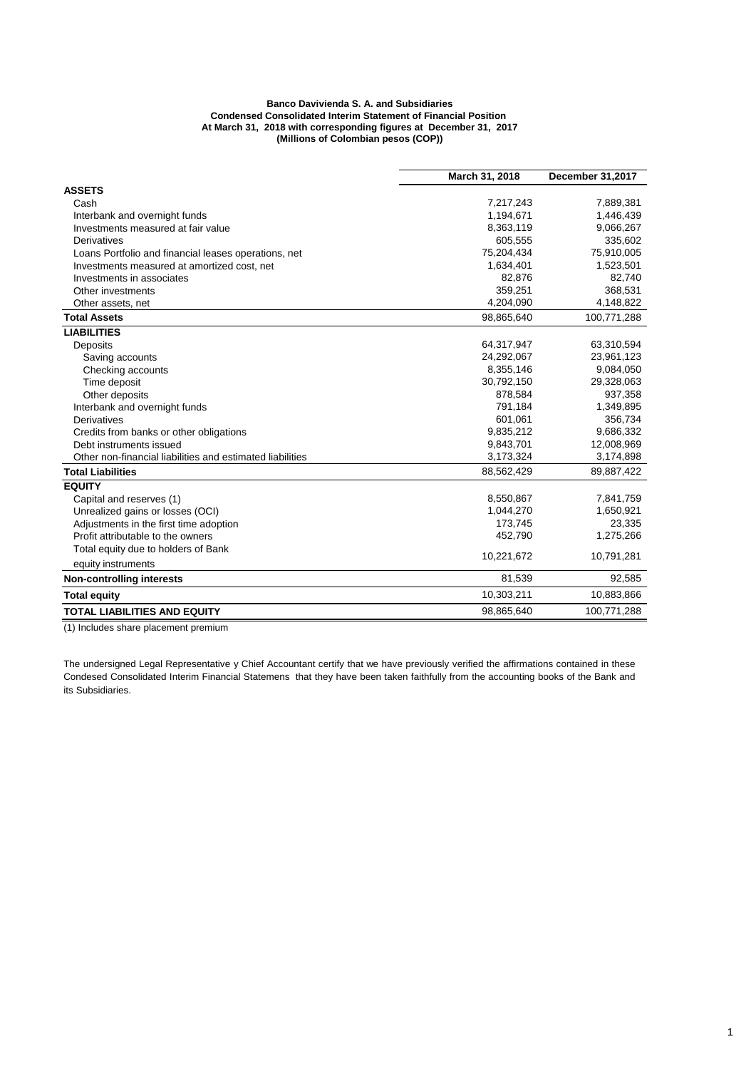**Banco Davivienda S. A. and Subsidiaries**
**Condensed Consolidated Interim Statement of Financial Position**
**At March 31, 2018 with corresponding figures at December 31, 2017**
**(Millions of Colombian pesos (COP))**

| | March 31, 2018 | December 31,2017 |
|---|---|---|
| **ASSETS** | | |
| Cash | 7,217,243 | 7,889,381 |
| Interbank and overnight funds | 1,194,671 | 1,446,439 |
| Investments measured at fair value | 8,363,119 | 9,066,267 |
| Derivatives | 605,555 | 335,602 |
| Loans Portfolio and financial leases operations, net | 75,204,434 | 75,910,005 |
| Investments measured at amortized cost, net | 1,634,401 | 1,523,501 |
| Investments in associates | 82,876 | 82,740 |
| Other investments | 359,251 | 368,531 |
| Other assets, net | 4,204,090 | 4,148,822 |
| **Total Assets** | 98,865,640 | 100,771,288 |
| **LIABILITIES** | | |
| Deposits | 64,317,947 | 63,310,594 |
| Saving accounts | 24,292,067 | 23,961,123 |
| Checking accounts | 8,355,146 | 9,084,050 |
| Time deposit | 30,792,150 | 29,328,063 |
| Other deposits | 878,584 | 937,358 |
| Interbank and overnight funds | 791,184 | 1,349,895 |
| Derivatives | 601,061 | 356,734 |
| Credits from banks or other obligations | 9,835,212 | 9,686,332 |
| Debt instruments issued | 9,843,701 | 12,008,969 |
| Other non-financial liabilities and estimated liabilities | 3,173,324 | 3,174,898 |
| **Total Liabilities** | 88,562,429 | 89,887,422 |
| **EQUITY** | | |
| Capital and reserves (1) | 8,550,867 | 7,841,759 |
| Unrealized gains or losses (OCI) | 1,044,270 | 1,650,921 |
| Adjustments in the first time adoption | 173,745 | 23,335 |
| Profit attributable to the owners | 452,790 | 1,275,266 |
| Total equity due to holders of Bank equity instruments | 10,221,672 | 10,791,281 |
| **Non-controlling interests** | 81,539 | 92,585 |
| **Total equity** | 10,303,211 | 10,883,866 |
| **TOTAL LIABILITIES AND EQUITY** | 98,865,640 | 100,771,288 |

(1) Includes share placement premium

The undersigned Legal Representative y Chief Accountant certify that we have previously verified the affirmations contained in these Condesed Consolidated Interim Financial Statemens that they have been taken faithfully from the accounting books of the Bank and its Subsidiaries.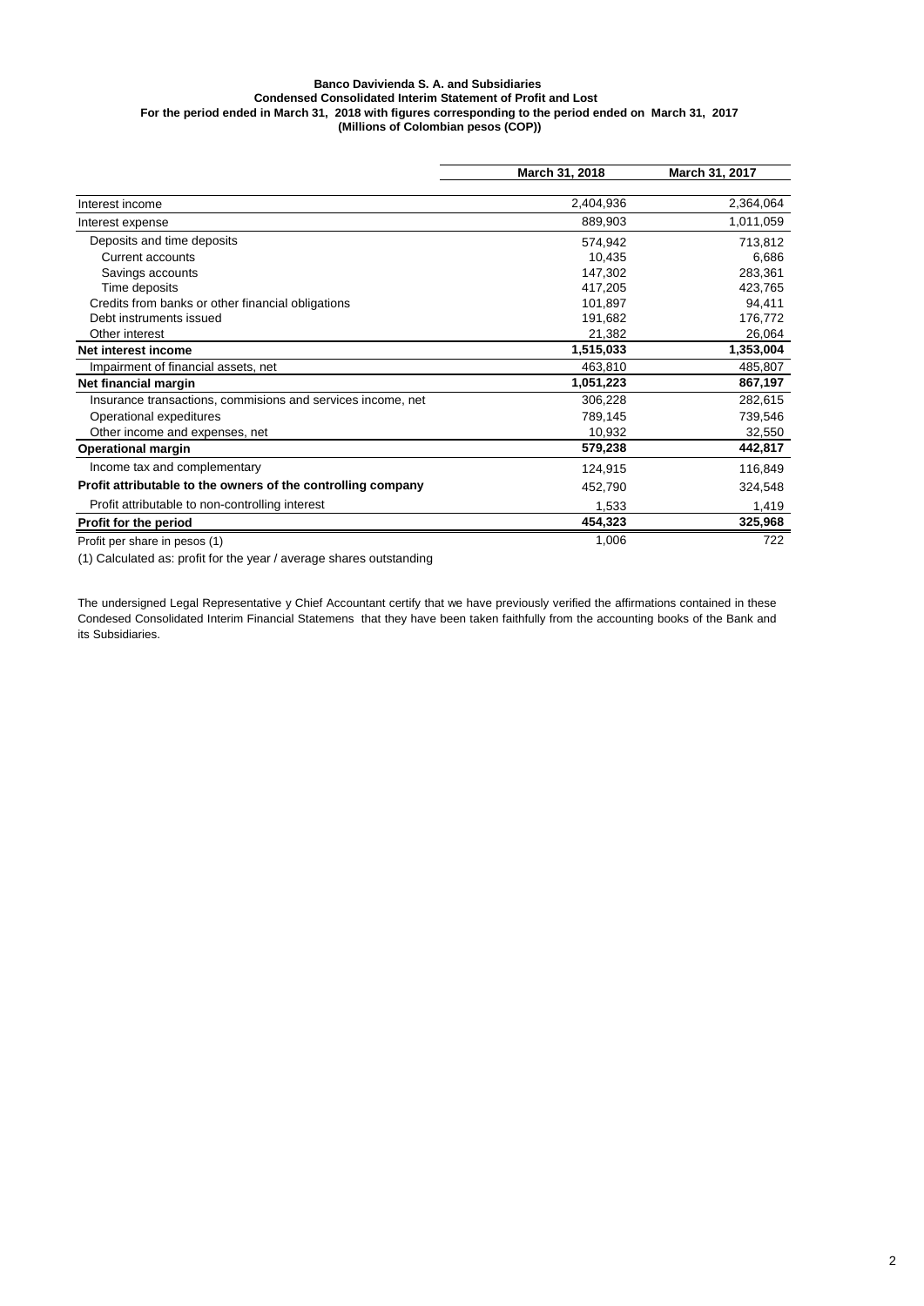**Banco Davivienda S. A. and Subsidiaries**
**Condensed Consolidated Interim Statement of Profit and Lost**
**For the period ended in March 31, 2018 with figures corresponding to the period ended on March 31, 2017**
**(Millions of Colombian pesos (COP))**

| | March 31, 2018 | March 31, 2017 |
|---|---|---|
| Interest income | 2,404,936 | 2,364,064 |
| Interest expense | 889,903 | 1,011,059 |
| Deposits and time deposits | 574,942 | 713,812 |
| Current accounts | 10,435 | 6,686 |
| Savings accounts | 147,302 | 283,361 |
| Time deposits | 417,205 | 423,765 |
| Credits from banks or other financial obligations | 101,897 | 94,411 |
| Debt instruments issued | 191,682 | 176,772 |
| Other interest | 21,382 | 26,064 |
| **Net interest income** | **1,515,033** | **1,353,004** |
| Impairment of financial assets, net | 463,810 | 485,807 |
| **Net financial margin** | **1,051,223** | **867,197** |
| Insurance transactions, commisions and services income, net | 306,228 | 282,615 |
| Operational expeditures | 789,145 | 739,546 |
| Other income and expenses, net | 10,932 | 32,550 |
| **Operational margin** | **579,238** | **442,817** |
| Income tax and complementary | 124,915 | 116,849 |
| **Profit attributable to the owners of the controlling company** | 452,790 | 324,548 |
| Profit attributable to non-controlling interest | 1,533 | 1,419 |
| **Profit for the period** | **454,323** | **325,968** |
| Profit per share in pesos (1) | 1,006 | 722 |

(1) Calculated as: profit for the year / average shares outstanding

The undersigned Legal Representative y Chief Accountant certify that we have previously verified the affirmations contained in these Condesed Consolidated Interim Financial Statemens that they have been taken faithfully from the accounting books of the Bank and its Subsidiaries.